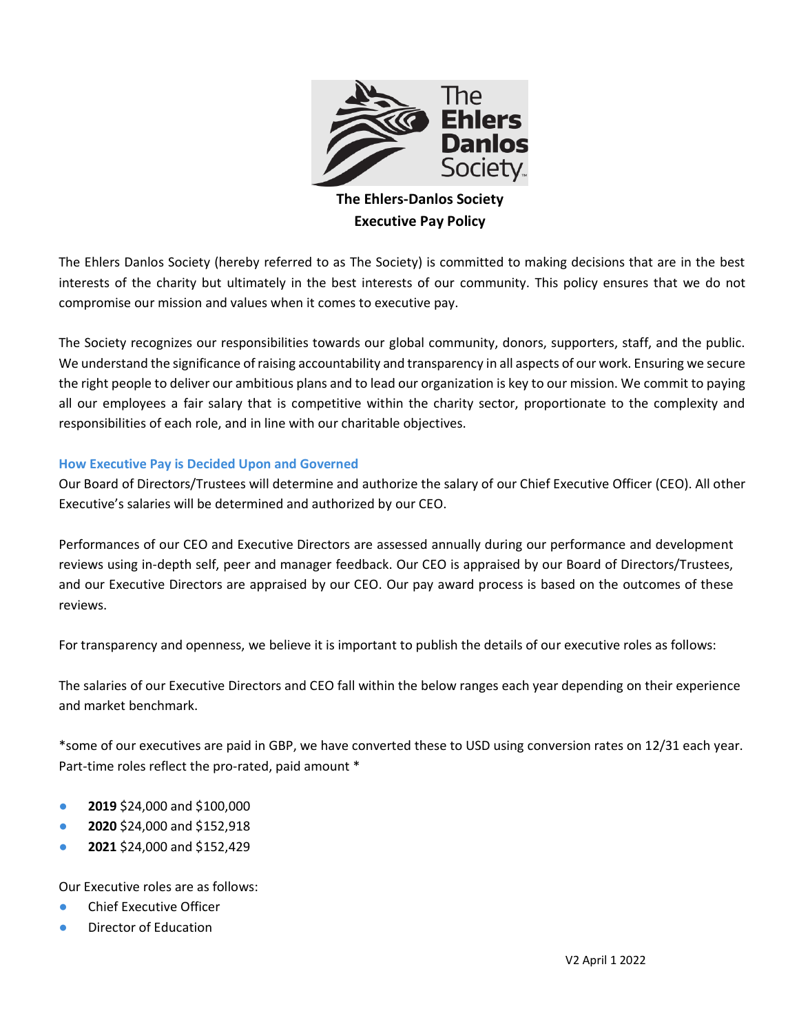**The Ehlers-Danlos Society**
**Executive Pay Policy**

The Ehlers Danlos Society (hereby referred to as The Society) is committed to making decisions that are in the best interests of the charity but ultimately in the best interests of our community. This policy ensures that we do not compromise our mission and values when it comes to executive pay.

The Society recognizes our responsibilities towards our global community, donors, supporters, staff, and the public. We understand the significance of raising accountability and transparency in all aspects of our work. Ensuring we secure the right people to deliver our ambitious plans and to lead our organization is key to our mission. We commit to paying all our employees a fair salary that is competitive within the charity sector, proportionate to the complexity and responsibilities of each role, and in line with our charitable objectives.

## How Executive Pay is Decided Upon and Governed

Our Board of Directors/Trustees will determine and authorize the salary of our Chief Executive Officer (CEO). All other Executive's salaries will be determined and authorized by our CEO.

Performances of our CEO and Executive Directors are assessed annually during our performance and development reviews using in-depth self, peer and manager feedback. Our CEO is appraised by our Board of Directors/Trustees, and our Executive Directors are appraised by our CEO. Our pay award process is based on the outcomes of these reviews.

For transparency and openness, we believe it is important to publish the details of our executive roles as follows:

The salaries of our Executive Directors and CEO fall within the below ranges each year depending on their experience and market benchmark.

*some of our executives are paid in GBP, we have converted these to USD using conversion rates on 12/31 each year. Part-time roles reflect the pro-rated, paid amount *

- **2019** $24,000 and $100,000
- **2020** $24,000 and $152,918
- **2021** $24,000 and $152,429

Our Executive roles are as follows:

- Chief Executive Officer
- Director of Education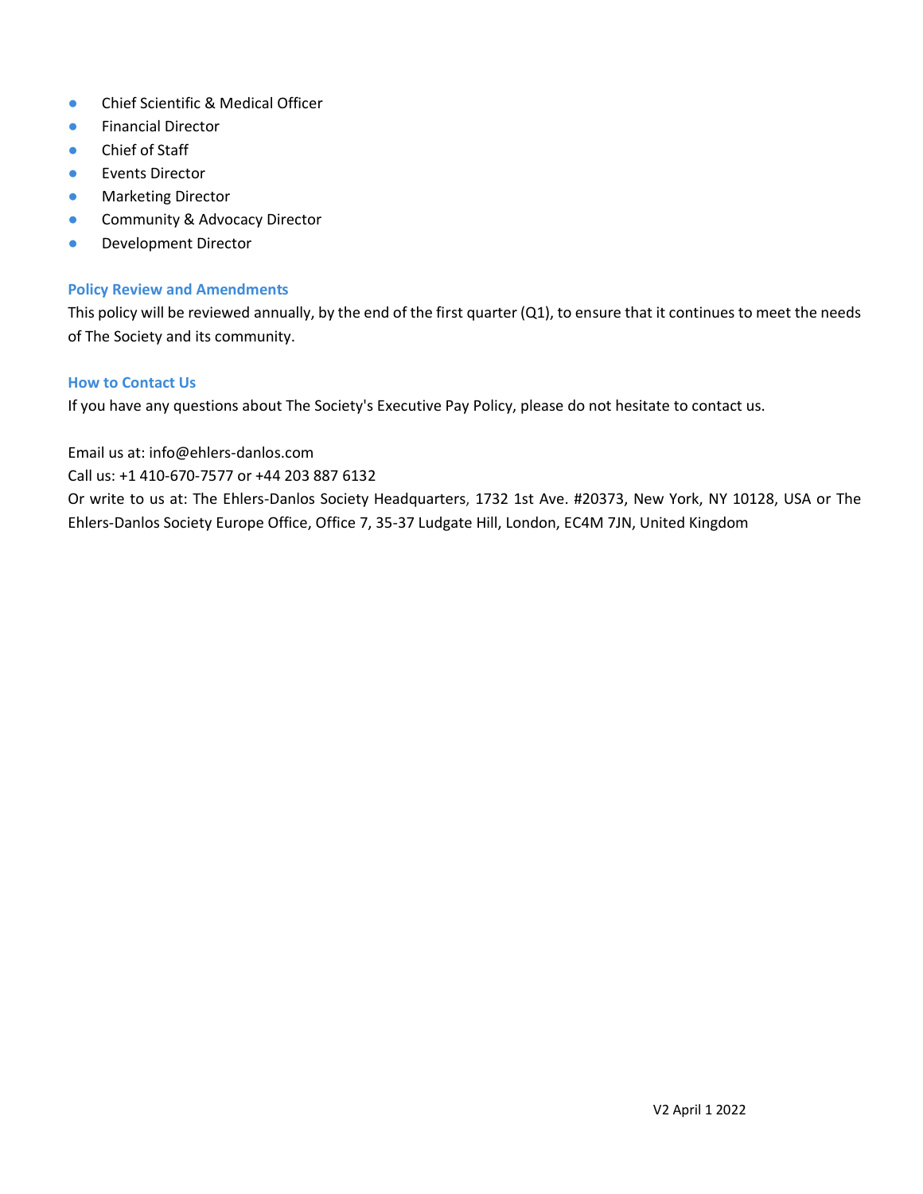- Chief Scientific & Medical Officer
- Financial Director
- Chief of Staff
- Events Director
- Marketing Director
- Community & Advocacy Director
- Development Director

### Policy Review and Amendments

This policy will be reviewed annually, by the end of the first quarter (Q1), to ensure that it continues to meet the needs of The Society and its community.

### How to Contact Us

If you have any questions about The Society's Executive Pay Policy, please do not hesitate to contact us.

Email us at: info@ehlers-danlos.com
Call us: +1 410-670-7577 or +44 203 887 6132
Or write to us at: The Ehlers-Danlos Society Headquarters, 1732 1st Ave. #20373, New York, NY 10128, USA or The Ehlers-Danlos Society Europe Office, Office 7, 35-37 Ludgate Hill, London, EC4M 7JN, United Kingdom

V2 April 1 2022